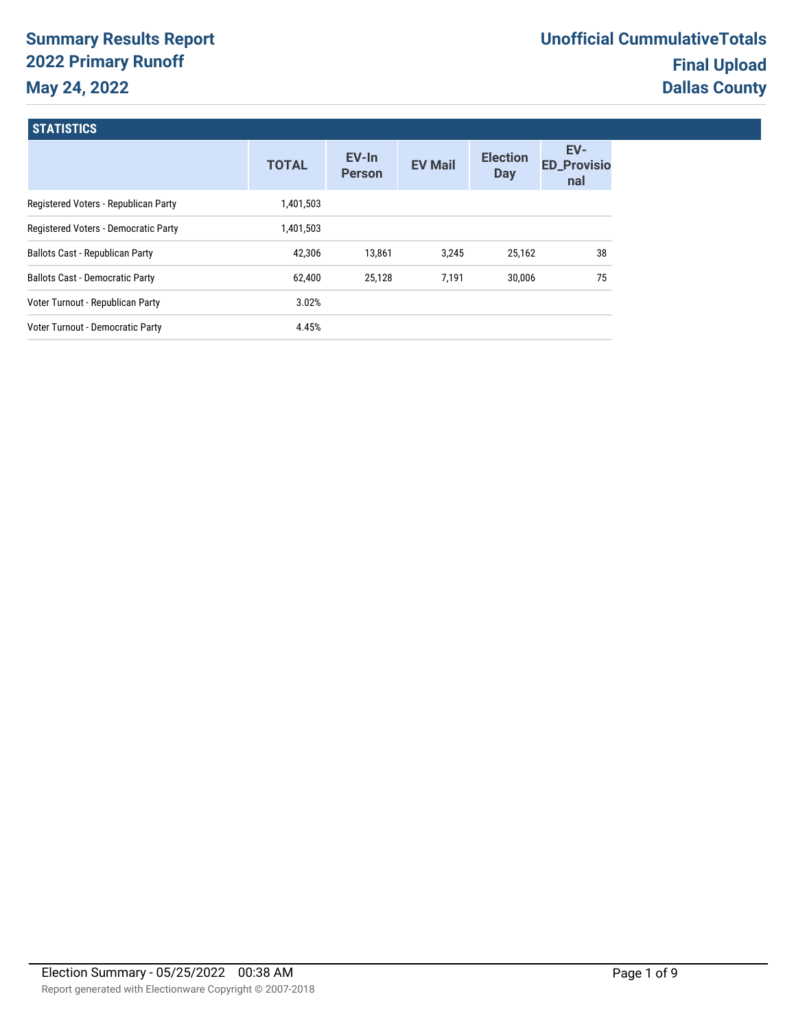# Summary Results Report
## 2022 Primary Runoff
## May 24, 2022

**Unofficial CummulativeTotals**
**Final Upload**
**Dallas County**

### STATISTICS

| | TOTAL | EV-In Person | EV Mail | Election Day | EV-ED_Provisional |
|---|---|---|---|---|---|
| Registered Voters - Republican Party | 1,401,503 | | | | |
| Registered Voters - Democratic Party | 1,401,503 | | | | |
| Ballots Cast - Republican Party | 42,306 | 13,861 | 3,245 | 25,162 | 38 |
| Ballots Cast - Democratic Party | 62,400 | 25,128 | 7,191 | 30,006 | 75 |
| Voter Turnout - Republican Party | 3.02% | | | | |
| Voter Turnout - Democratic Party | 4.45% | | | | |

Election Summary - 05/25/2022 00:38 AM

Report generated with Electionware Copyright © 2007-2018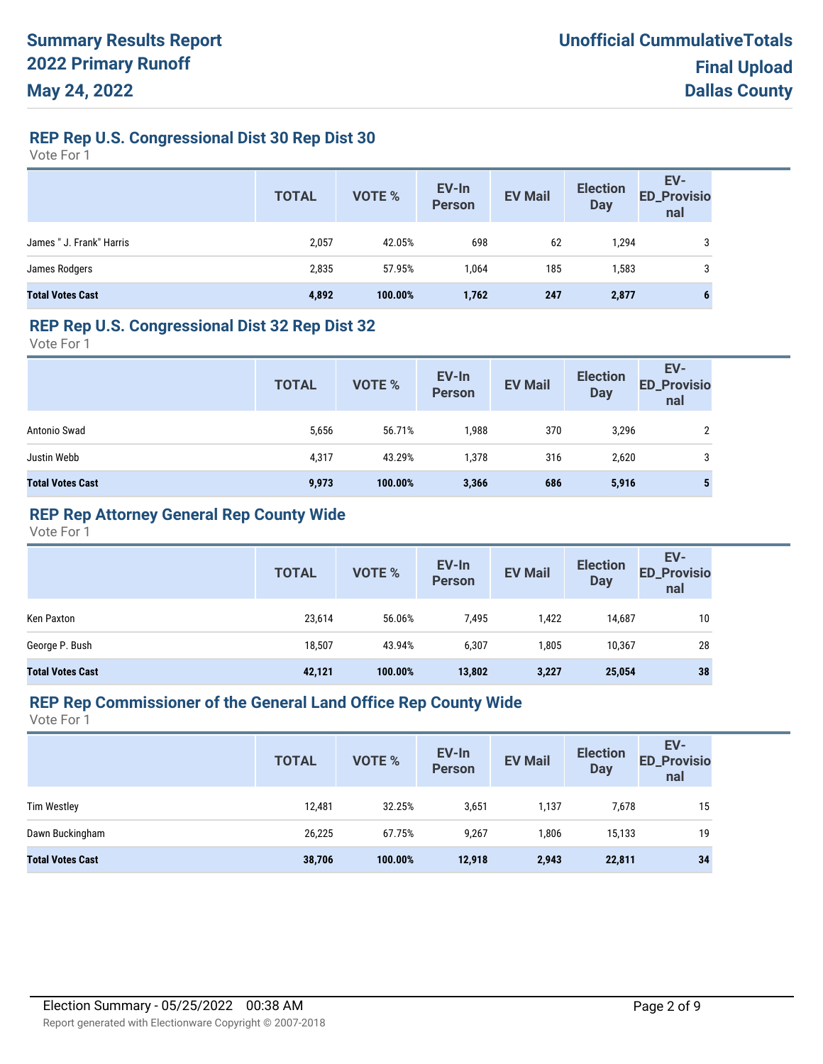# Summary Results Report
# 2022 Primary Runoff
# May 24, 2022

**Unofficial CummulativeTotals**
**Final Upload**
**Dallas County**

## REP Rep U.S. Congressional Dist 30 Rep Dist 30

Vote For 1

| | TOTAL | VOTE % | EV-In Person | EV Mail | Election Day | EV-ED_Provisional |
|---|---|---|---|---|---|---|
| James " J. Frank" Harris | 2,057 | 42.05% | 698 | 62 | 1,294 | 3 |
| James Rodgers | 2,835 | 57.95% | 1,064 | 185 | 1,583 | 3 |
| **Total Votes Cast** | **4,892** | **100.00%** | **1,762** | **247** | **2,877** | **6** |

## REP Rep U.S. Congressional Dist 32 Rep Dist 32

Vote For 1

| | TOTAL | VOTE % | EV-In Person | EV Mail | Election Day | EV-ED_Provisional |
|---|---|---|---|---|---|---|
| Antonio Swad | 5,656 | 56.71% | 1,988 | 370 | 3,296 | 2 |
| Justin Webb | 4,317 | 43.29% | 1,378 | 316 | 2,620 | 3 |
| **Total Votes Cast** | **9,973** | **100.00%** | **3,366** | **686** | **5,916** | **5** |

## REP Rep Attorney General Rep County Wide

Vote For 1

| | TOTAL | VOTE % | EV-In Person | EV Mail | Election Day | EV-ED_Provisional |
|---|---|---|---|---|---|---|
| Ken Paxton | 23,614 | 56.06% | 7,495 | 1,422 | 14,687 | 10 |
| George P. Bush | 18,507 | 43.94% | 6,307 | 1,805 | 10,367 | 28 |
| **Total Votes Cast** | **42,121** | **100.00%** | **13,802** | **3,227** | **25,054** | **38** |

## REP Rep Commissioner of the General Land Office Rep County Wide

Vote For 1

| | TOTAL | VOTE % | EV-In Person | EV Mail | Election Day | EV-ED_Provisional |
|---|---|---|---|---|---|---|
| Tim Westley | 12,481 | 32.25% | 3,651 | 1,137 | 7,678 | 15 |
| Dawn Buckingham | 26,225 | 67.75% | 9,267 | 1,806 | 15,133 | 19 |
| **Total Votes Cast** | **38,706** | **100.00%** | **12,918** | **2,943** | **22,811** | **34** |

Election Summary - 05/25/2022 00:38 AM

Report generated with Electionware Copyright © 2007-2018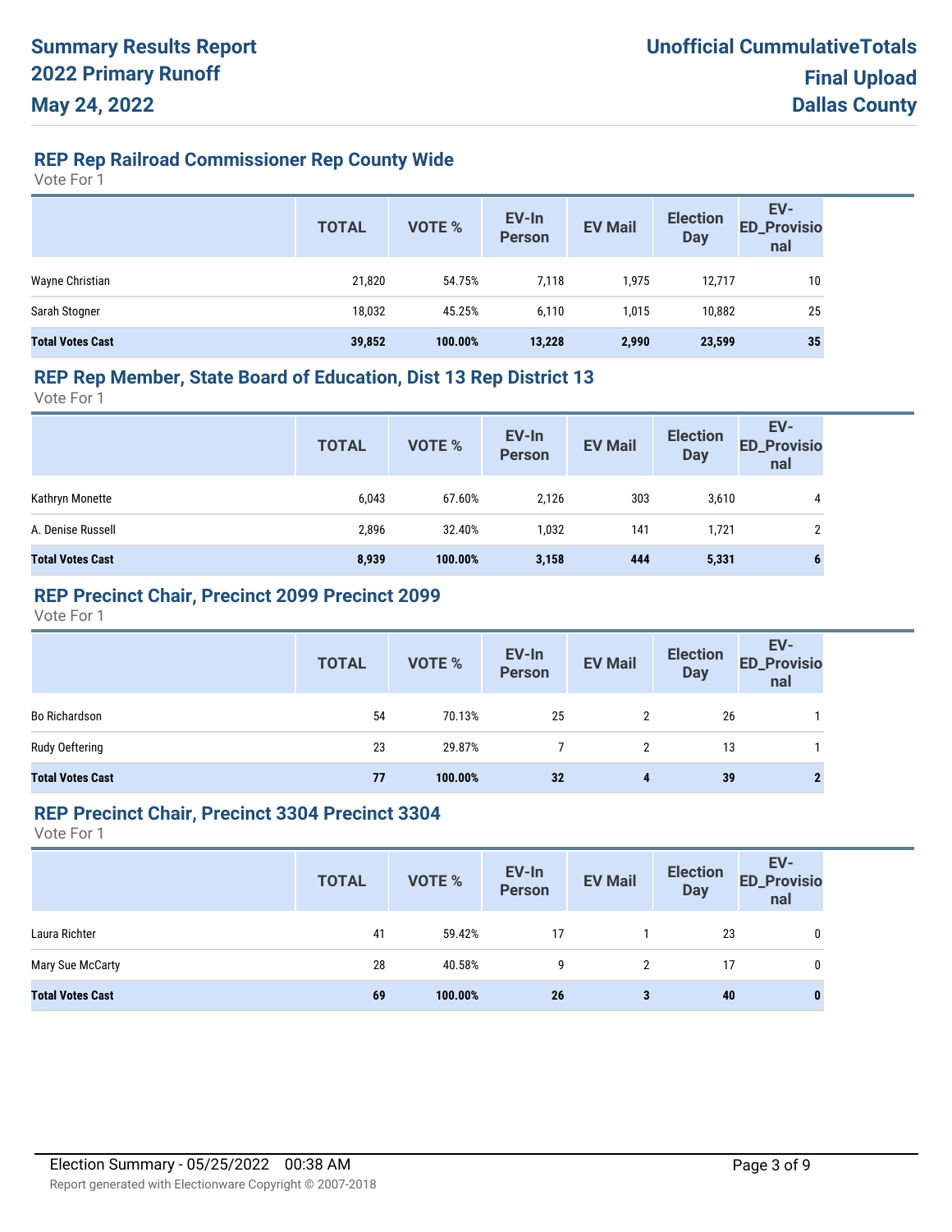# Summary Results Report
# 2022 Primary Runoff
# May 24, 2022

**Unofficial CummulativeTotals**
**Final Upload**
**Dallas County**

## REP Rep Railroad Commissioner Rep County Wide

Vote For 1

| | TOTAL | VOTE % | EV-In Person | EV Mail | Election Day | EV-ED_Provisional |
|---|---|---|---|---|---|---|
| Wayne Christian | 21,820 | 54.75% | 7,118 | 1,975 | 12,717 | 10 |
| Sarah Stogner | 18,032 | 45.25% | 6,110 | 1,015 | 10,882 | 25 |
| **Total Votes Cast** | **39,852** | **100.00%** | **13,228** | **2,990** | **23,599** | **35** |

## REP Rep Member, State Board of Education, Dist 13 Rep District 13

Vote For 1

| | TOTAL | VOTE % | EV-In Person | EV Mail | Election Day | EV-ED_Provisional |
|---|---|---|---|---|---|---|
| Kathryn Monette | 6,043 | 67.60% | 2,126 | 303 | 3,610 | 4 |
| A. Denise Russell | 2,896 | 32.40% | 1,032 | 141 | 1,721 | 2 |
| **Total Votes Cast** | **8,939** | **100.00%** | **3,158** | **444** | **5,331** | **6** |

## REP Precinct Chair, Precinct 2099 Precinct 2099

Vote For 1

| | TOTAL | VOTE % | EV-In Person | EV Mail | Election Day | EV-ED_Provisional |
|---|---|---|---|---|---|---|
| Bo Richardson | 54 | 70.13% | 25 | 2 | 26 | 1 |
| Rudy Oeftering | 23 | 29.87% | 7 | 2 | 13 | 1 |
| **Total Votes Cast** | **77** | **100.00%** | **32** | **4** | **39** | **2** |

## REP Precinct Chair, Precinct 3304 Precinct 3304

Vote For 1

| | TOTAL | VOTE % | EV-In Person | EV Mail | Election Day | EV-ED_Provisional |
|---|---|---|---|---|---|---|
| Laura Richter | 41 | 59.42% | 17 | 1 | 23 | 0 |
| Mary Sue McCarty | 28 | 40.58% | 9 | 2 | 17 | 0 |
| **Total Votes Cast** | **69** | **100.00%** | **26** | **3** | **40** | **0** |

Election Summary - 05/25/2022 00:38 AM

Report generated with Electionware Copyright © 2007-2018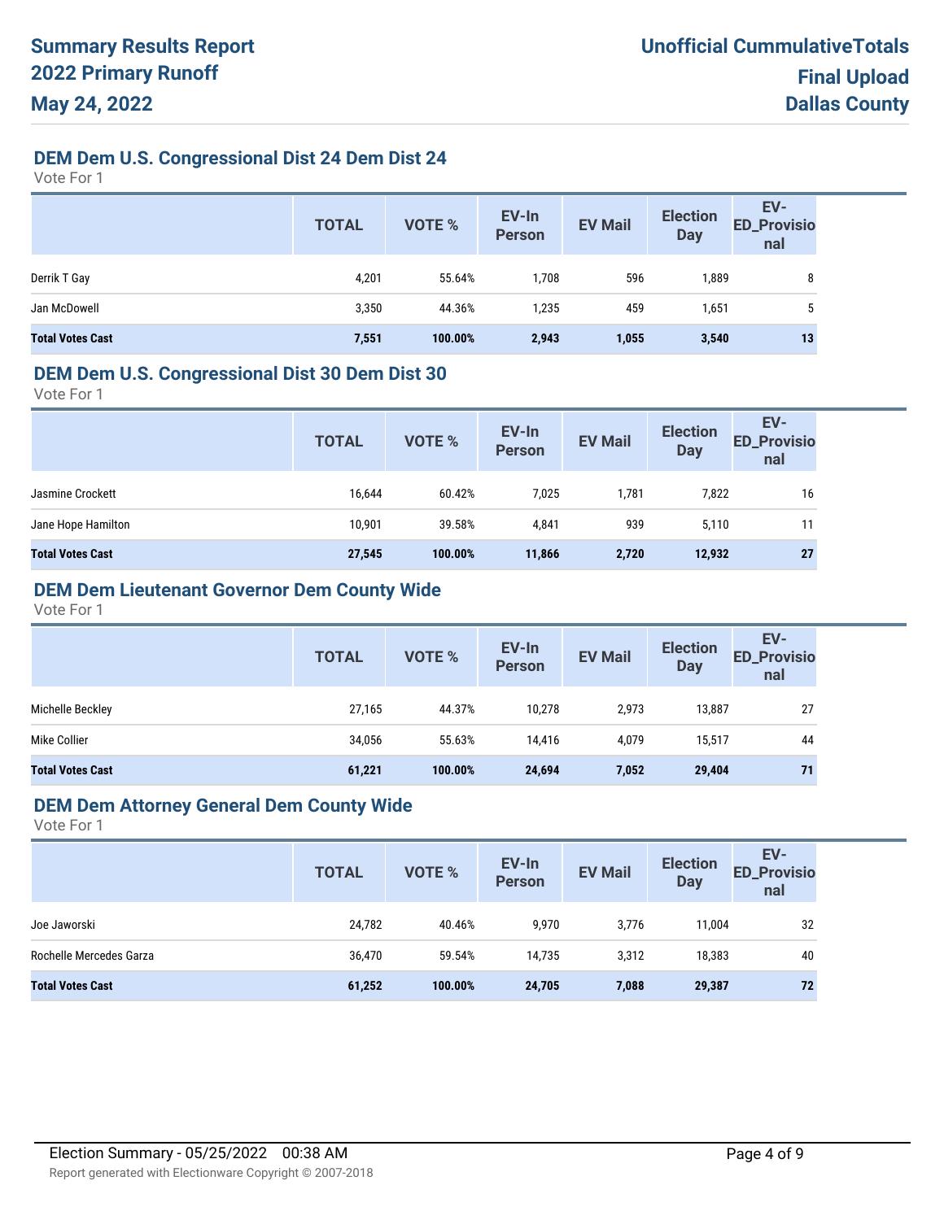# Summary Results Report
# 2022 Primary Runoff
# May 24, 2022

**Unofficial CummulativeTotals**
**Final Upload**
**Dallas County**

## DEM Dem U.S. Congressional Dist 24 Dem Dist 24

Vote For 1

| | TOTAL | VOTE % | EV-In Person | EV Mail | Election Day | EV-ED_Provisional |
|---|---|---|---|---|---|---|
| Derrik T Gay | 4,201 | 55.64% | 1,708 | 596 | 1,889 | 8 |
| Jan McDowell | 3,350 | 44.36% | 1,235 | 459 | 1,651 | 5 |
| **Total Votes Cast** | **7,551** | **100.00%** | **2,943** | **1,055** | **3,540** | **13** |

## DEM Dem U.S. Congressional Dist 30 Dem Dist 30

Vote For 1

| | TOTAL | VOTE % | EV-In Person | EV Mail | Election Day | EV-ED_Provisional |
|---|---|---|---|---|---|---|
| Jasmine Crockett | 16,644 | 60.42% | 7,025 | 1,781 | 7,822 | 16 |
| Jane Hope Hamilton | 10,901 | 39.58% | 4,841 | 939 | 5,110 | 11 |
| **Total Votes Cast** | **27,545** | **100.00%** | **11,866** | **2,720** | **12,932** | **27** |

## DEM Dem Lieutenant Governor Dem County Wide

Vote For 1

| | TOTAL | VOTE % | EV-In Person | EV Mail | Election Day | EV-ED_Provisional |
|---|---|---|---|---|---|---|
| Michelle Beckley | 27,165 | 44.37% | 10,278 | 2,973 | 13,887 | 27 |
| Mike Collier | 34,056 | 55.63% | 14,416 | 4,079 | 15,517 | 44 |
| **Total Votes Cast** | **61,221** | **100.00%** | **24,694** | **7,052** | **29,404** | **71** |

## DEM Dem Attorney General Dem County Wide

Vote For 1

| | TOTAL | VOTE % | EV-In Person | EV Mail | Election Day | EV-ED_Provisional |
|---|---|---|---|---|---|---|
| Joe Jaworski | 24,782 | 40.46% | 9,970 | 3,776 | 11,004 | 32 |
| Rochelle Mercedes Garza | 36,470 | 59.54% | 14,735 | 3,312 | 18,383 | 40 |
| **Total Votes Cast** | **61,252** | **100.00%** | **24,705** | **7,088** | **29,387** | **72** |

Election Summary - 05/25/2022 00:38 AM

Report generated with Electionware Copyright © 2007-2018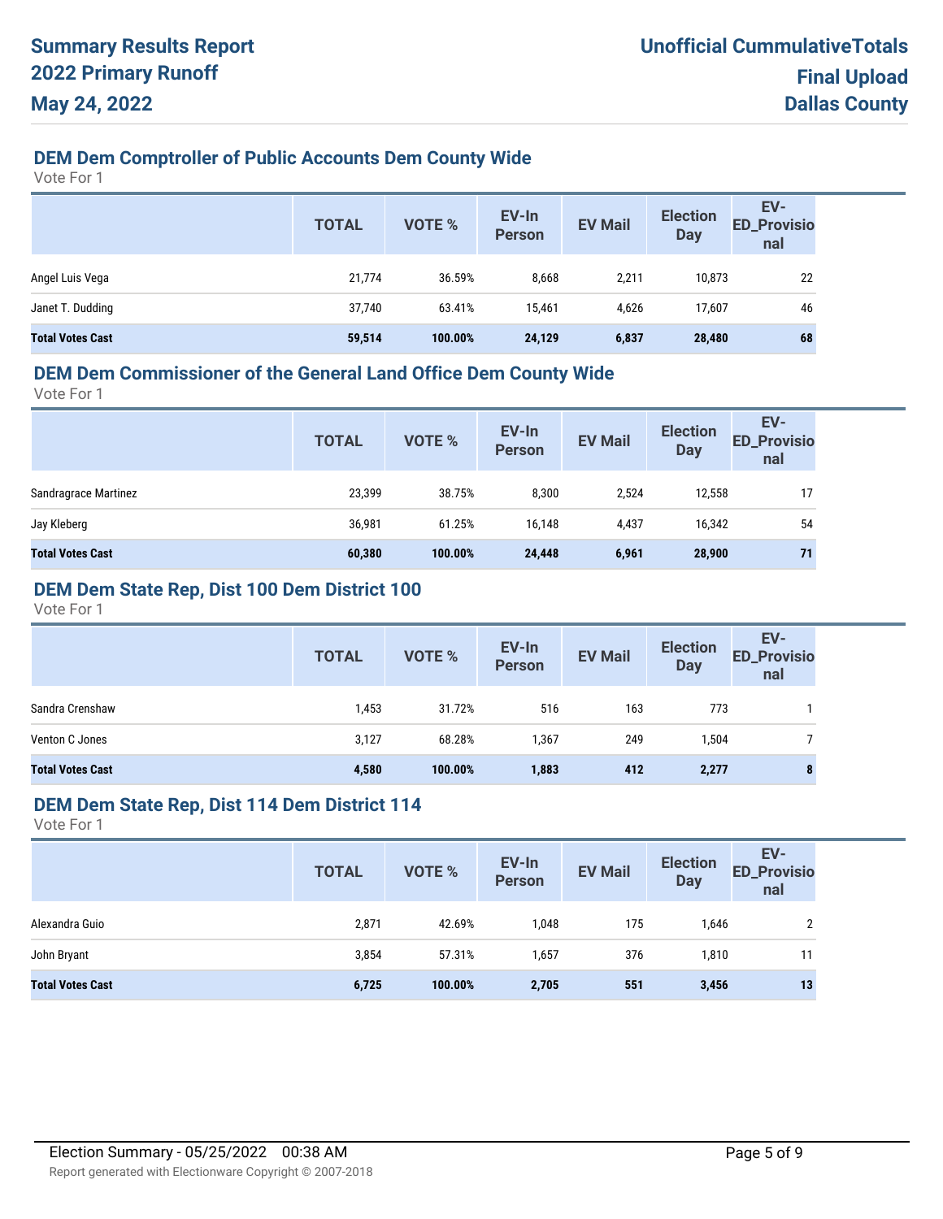# Summary Results Report 2022 Primary Runoff May 24, 2022

**Unofficial CummulativeTotals**
**Final Upload**
**Dallas County**

## DEM Dem Comptroller of Public Accounts Dem County Wide

Vote For 1

| | TOTAL | VOTE % | EV-In Person | EV Mail | Election Day | EV-ED_Provisional |
|---|---|---|---|---|---|---|
| Angel Luis Vega | 21,774 | 36.59% | 8,668 | 2,211 | 10,873 | 22 |
| Janet T. Dudding | 37,740 | 63.41% | 15,461 | 4,626 | 17,607 | 46 |
| **Total Votes Cast** | **59,514** | **100.00%** | **24,129** | **6,837** | **28,480** | **68** |

## DEM Dem Commissioner of the General Land Office Dem County Wide

Vote For 1

| | TOTAL | VOTE % | EV-In Person | EV Mail | Election Day | EV-ED_Provisional |
|---|---|---|---|---|---|---|
| Sandragrace Martinez | 23,399 | 38.75% | 8,300 | 2,524 | 12,558 | 17 |
| Jay Kleberg | 36,981 | 61.25% | 16,148 | 4,437 | 16,342 | 54 |
| **Total Votes Cast** | **60,380** | **100.00%** | **24,448** | **6,961** | **28,900** | **71** |

## DEM Dem State Rep, Dist 100 Dem District 100

Vote For 1

| | TOTAL | VOTE % | EV-In Person | EV Mail | Election Day | EV-ED_Provisional |
|---|---|---|---|---|---|---|
| Sandra Crenshaw | 1,453 | 31.72% | 516 | 163 | 773 | 1 |
| Venton C Jones | 3,127 | 68.28% | 1,367 | 249 | 1,504 | 7 |
| **Total Votes Cast** | **4,580** | **100.00%** | **1,883** | **412** | **2,277** | **8** |

## DEM Dem State Rep, Dist 114 Dem District 114

Vote For 1

| | TOTAL | VOTE % | EV-In Person | EV Mail | Election Day | EV-ED_Provisional |
|---|---|---|---|---|---|---|
| Alexandra Guio | 2,871 | 42.69% | 1,048 | 175 | 1,646 | 2 |
| John Bryant | 3,854 | 57.31% | 1,657 | 376 | 1,810 | 11 |
| **Total Votes Cast** | **6,725** | **100.00%** | **2,705** | **551** | **3,456** | **13** |

Election Summary - 05/25/2022 00:38 AM

Report generated with Electionware Copyright © 2007-2018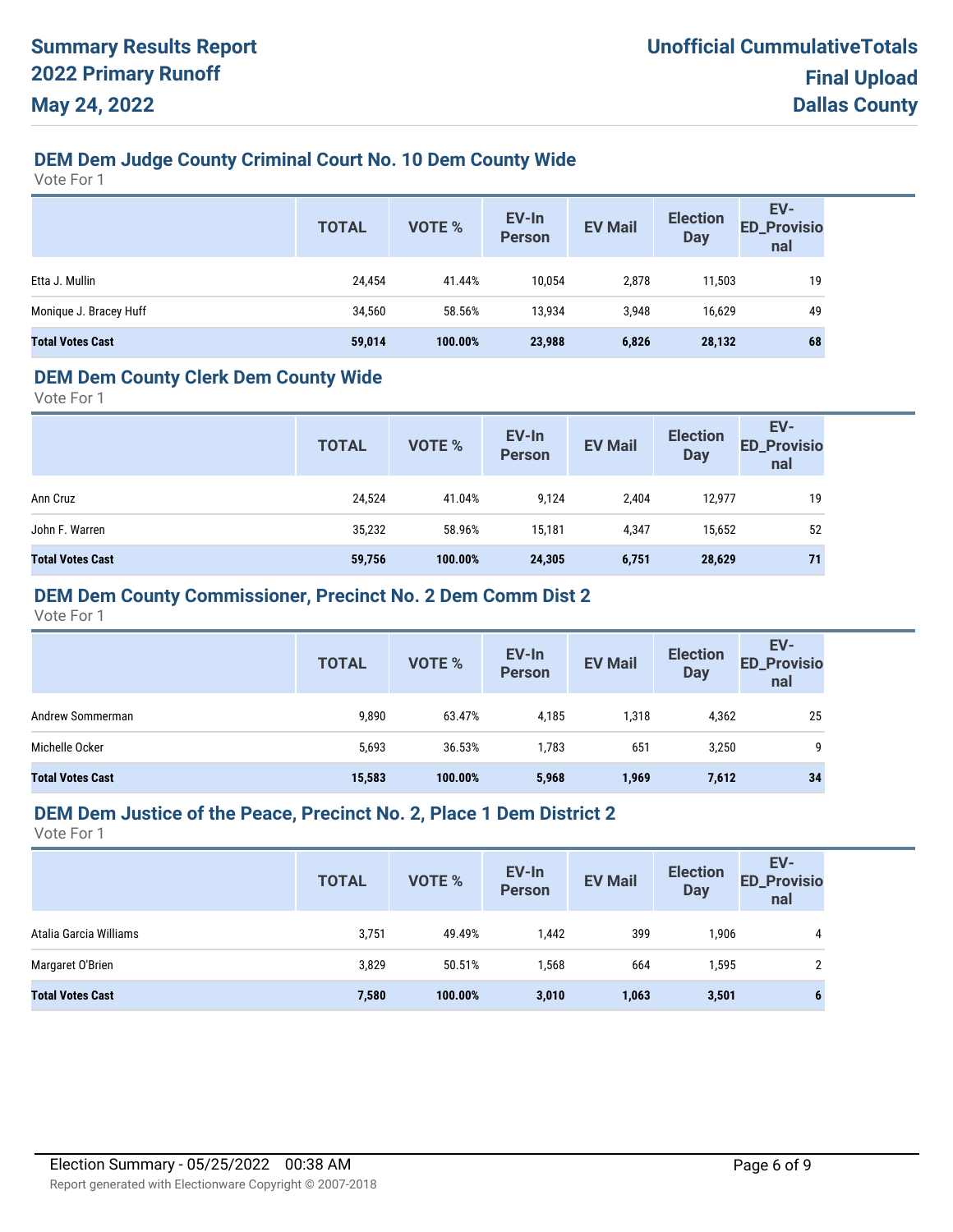# Summary Results Report
# 2022 Primary Runoff
# May 24, 2022

**Unofficial CummulativeTotals**
**Final Upload**
**Dallas County**

## DEM Dem Judge County Criminal Court No. 10 Dem County Wide

Vote For 1

| | TOTAL | VOTE % | EV-In Person | EV Mail | Election Day | EV-ED_Provisional |
|---|---|---|---|---|---|---|
| Etta J. Mullin | 24,454 | 41.44% | 10,054 | 2,878 | 11,503 | 19 |
| Monique J. Bracey Huff | 34,560 | 58.56% | 13,934 | 3,948 | 16,629 | 49 |
| **Total Votes Cast** | **59,014** | **100.00%** | **23,988** | **6,826** | **28,132** | **68** |

## DEM Dem County Clerk Dem County Wide

Vote For 1

| | TOTAL | VOTE % | EV-In Person | EV Mail | Election Day | EV-ED_Provisional |
|---|---|---|---|---|---|---|
| Ann Cruz | 24,524 | 41.04% | 9,124 | 2,404 | 12,977 | 19 |
| John F. Warren | 35,232 | 58.96% | 15,181 | 4,347 | 15,652 | 52 |
| **Total Votes Cast** | **59,756** | **100.00%** | **24,305** | **6,751** | **28,629** | **71** |

## DEM Dem County Commissioner, Precinct No. 2 Dem Comm Dist 2

Vote For 1

| | TOTAL | VOTE % | EV-In Person | EV Mail | Election Day | EV-ED_Provisional |
|---|---|---|---|---|---|---|
| Andrew Sommerman | 9,890 | 63.47% | 4,185 | 1,318 | 4,362 | 25 |
| Michelle Ocker | 5,693 | 36.53% | 1,783 | 651 | 3,250 | 9 |
| **Total Votes Cast** | **15,583** | **100.00%** | **5,968** | **1,969** | **7,612** | **34** |

## DEM Dem Justice of the Peace, Precinct No. 2, Place 1 Dem District 2

Vote For 1

| | TOTAL | VOTE % | EV-In Person | EV Mail | Election Day | EV-ED_Provisional |
|---|---|---|---|---|---|---|
| Atalia Garcia Williams | 3,751 | 49.49% | 1,442 | 399 | 1,906 | 4 |
| Margaret O'Brien | 3,829 | 50.51% | 1,568 | 664 | 1,595 | 2 |
| **Total Votes Cast** | **7,580** | **100.00%** | **3,010** | **1,063** | **3,501** | **6** |

Election Summary - 05/25/2022 00:38 AM

Report generated with Electionware Copyright © 2007-2018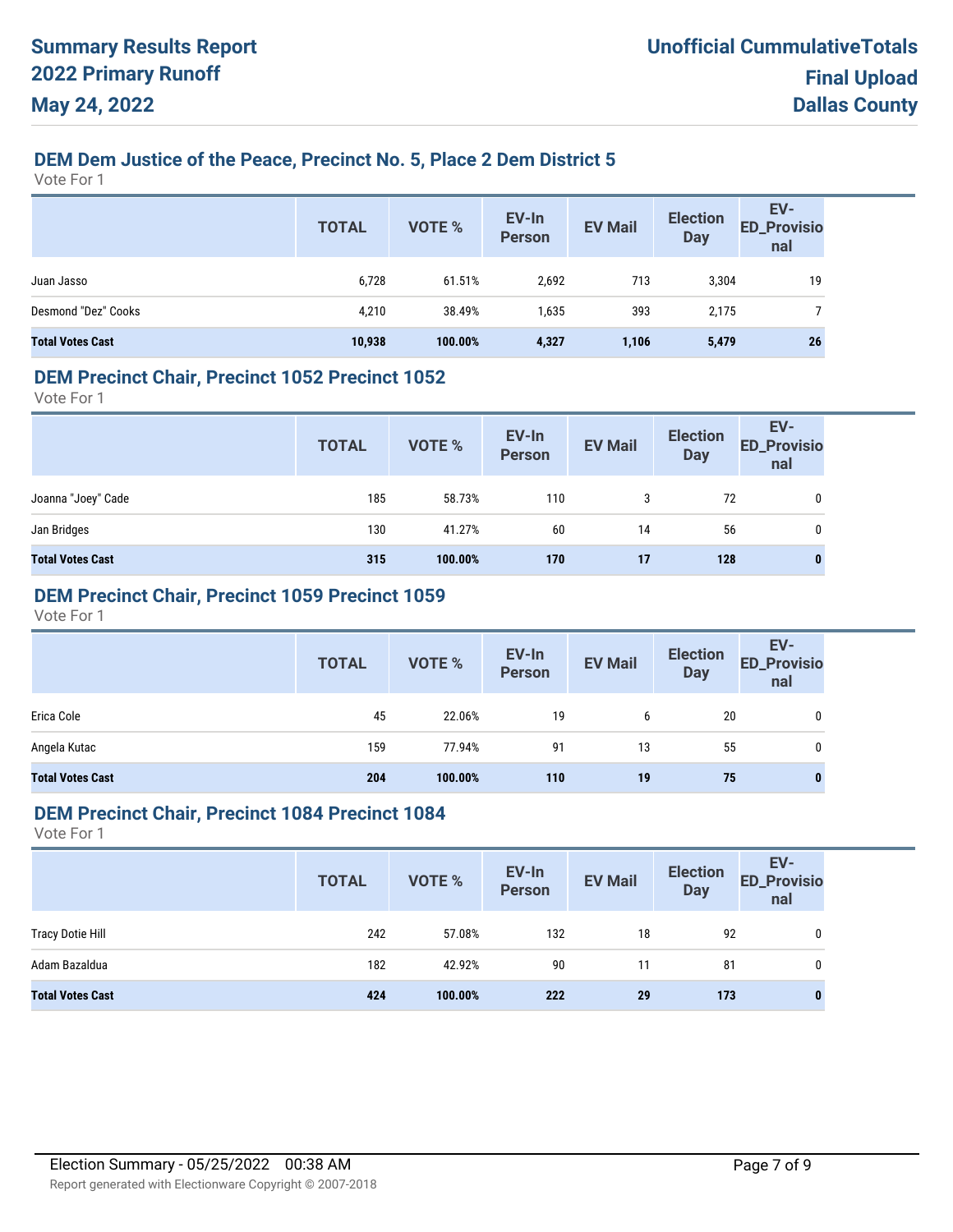**Summary Results Report**
**2022 Primary Runoff**
**May 24, 2022**

**Unofficial CummulativeTotals**
**Final Upload**
**Dallas County**

## DEM Dem Justice of the Peace, Precinct No. 5, Place 2 Dem District 5

Vote For 1

| | TOTAL | VOTE % | EV-In Person | EV Mail | Election Day | EV-ED_Provisional |
|---|---|---|---|---|---|---|
| Juan Jasso | 6,728 | 61.51% | 2,692 | 713 | 3,304 | 19 |
| Desmond "Dez" Cooks | 4,210 | 38.49% | 1,635 | 393 | 2,175 | 7 |
| **Total Votes Cast** | **10,938** | **100.00%** | **4,327** | **1,106** | **5,479** | **26** |

## DEM Precinct Chair, Precinct 1052 Precinct 1052

Vote For 1

| | TOTAL | VOTE % | EV-In Person | EV Mail | Election Day | EV-ED_Provisional |
|---|---|---|---|---|---|---|
| Joanna "Joey" Cade | 185 | 58.73% | 110 | 3 | 72 | 0 |
| Jan Bridges | 130 | 41.27% | 60 | 14 | 56 | 0 |
| **Total Votes Cast** | **315** | **100.00%** | **170** | **17** | **128** | **0** |

## DEM Precinct Chair, Precinct 1059 Precinct 1059

Vote For 1

| | TOTAL | VOTE % | EV-In Person | EV Mail | Election Day | EV-ED_Provisional |
|---|---|---|---|---|---|---|
| Erica Cole | 45 | 22.06% | 19 | 6 | 20 | 0 |
| Angela Kutac | 159 | 77.94% | 91 | 13 | 55 | 0 |
| **Total Votes Cast** | **204** | **100.00%** | **110** | **19** | **75** | **0** |

## DEM Precinct Chair, Precinct 1084 Precinct 1084

Vote For 1

| | TOTAL | VOTE % | EV-In Person | EV Mail | Election Day | EV-ED_Provisional |
|---|---|---|---|---|---|---|
| Tracy Dotie Hill | 242 | 57.08% | 132 | 18 | 92 | 0 |
| Adam Bazaldua | 182 | 42.92% | 90 | 11 | 81 | 0 |
| **Total Votes Cast** | **424** | **100.00%** | **222** | **29** | **173** | **0** |

Election Summary - 05/25/2022 00:38 AM

Report generated with Electionware Copyright © 2007-2018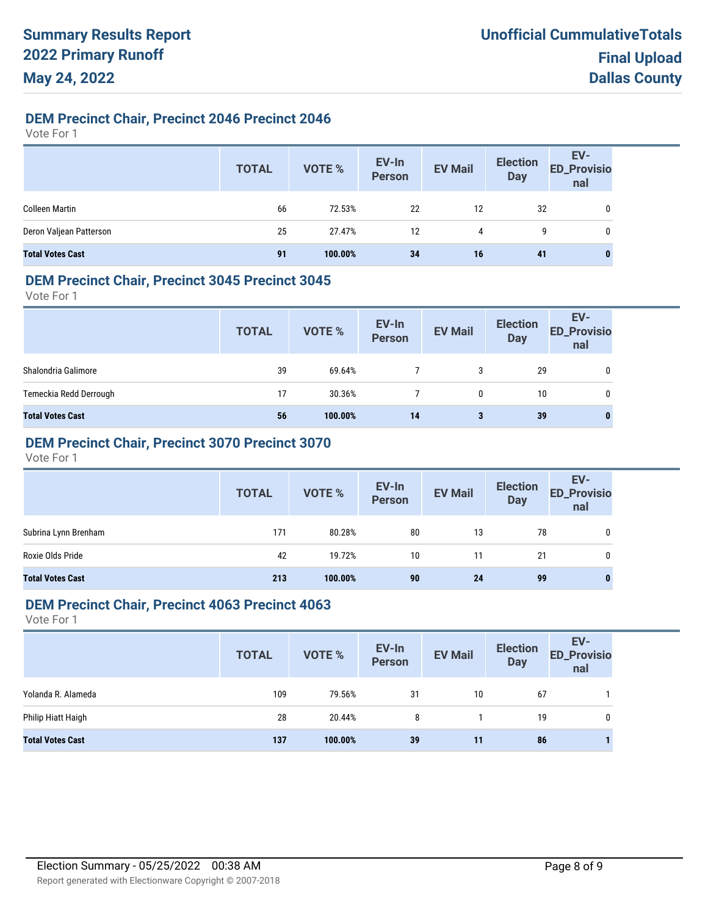# Summary Results Report
## 2022 Primary Runoff
## May 24, 2022

**Unofficial CummulativeTotals**
**Final Upload**
**Dallas County**

### DEM Precinct Chair, Precinct 2046 Precinct 2046

Vote For 1

| | TOTAL | VOTE % | EV-In Person | EV Mail | Election Day | EV-ED_Provisional |
|---|---|---|---|---|---|---|
| Colleen Martin | 66 | 72.53% | 22 | 12 | 32 | 0 |
| Deron Valjean Patterson | 25 | 27.47% | 12 | 4 | 9 | 0 |
| **Total Votes Cast** | **91** | **100.00%** | **34** | **16** | **41** | **0** |

### DEM Precinct Chair, Precinct 3045 Precinct 3045

Vote For 1

| | TOTAL | VOTE % | EV-In Person | EV Mail | Election Day | EV-ED_Provisional |
|---|---|---|---|---|---|---|
| Shalondria Galimore | 39 | 69.64% | 7 | 3 | 29 | 0 |
| Temeckia Redd Derrough | 17 | 30.36% | 7 | 0 | 10 | 0 |
| **Total Votes Cast** | **56** | **100.00%** | **14** | **3** | **39** | **0** |

### DEM Precinct Chair, Precinct 3070 Precinct 3070

Vote For 1

| | TOTAL | VOTE % | EV-In Person | EV Mail | Election Day | EV-ED_Provisional |
|---|---|---|---|---|---|---|
| Subrina Lynn Brenham | 171 | 80.28% | 80 | 13 | 78 | 0 |
| Roxie Olds Pride | 42 | 19.72% | 10 | 11 | 21 | 0 |
| **Total Votes Cast** | **213** | **100.00%** | **90** | **24** | **99** | **0** |

### DEM Precinct Chair, Precinct 4063 Precinct 4063

Vote For 1

| | TOTAL | VOTE % | EV-In Person | EV Mail | Election Day | EV-ED_Provisional |
|---|---|---|---|---|---|---|
| Yolanda R. Alameda | 109 | 79.56% | 31 | 10 | 67 | 1 |
| Philip Hiatt Haigh | 28 | 20.44% | 8 | 1 | 19 | 0 |
| **Total Votes Cast** | **137** | **100.00%** | **39** | **11** | **86** | **1** |

Election Summary - 05/25/2022 00:38 AM

Report generated with Electionware Copyright © 2007-2018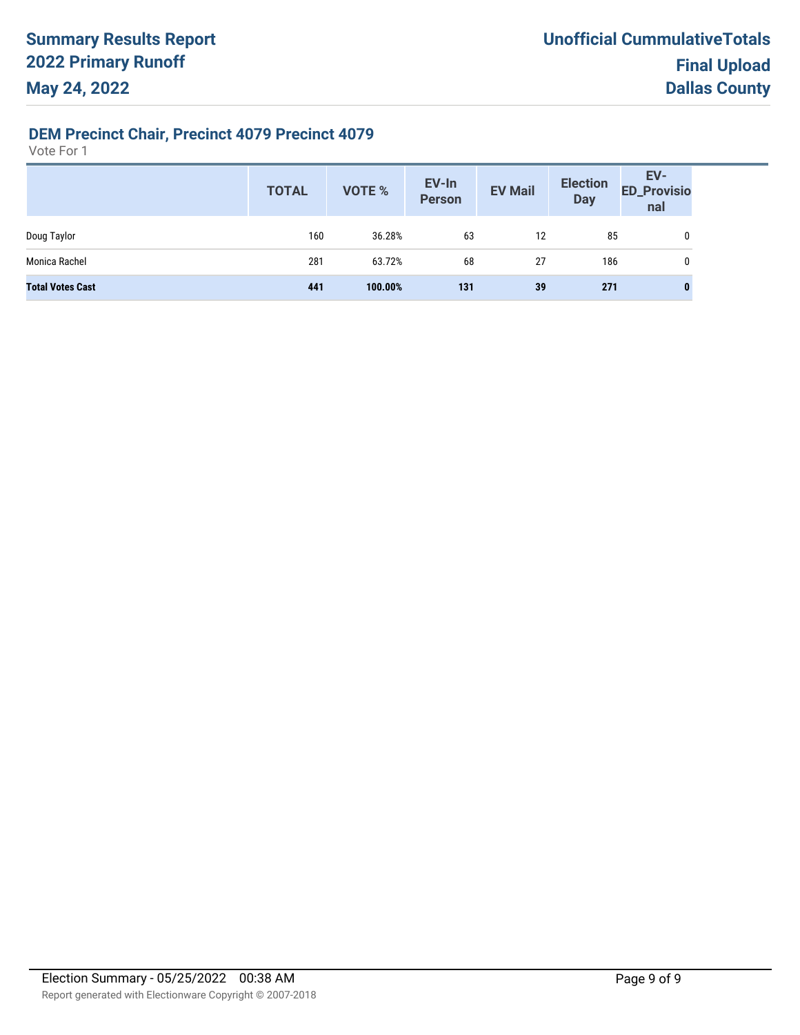## DEM Precinct Chair, Precinct 4079 Precinct 4079

Vote For 1

| | TOTAL | VOTE % | EV-In Person | EV Mail | Election Day | EV-ED_Provisional |
|---|---|---|---|---|---|---|
| Doug Taylor | 160 | 36.28% | 63 | 12 | 85 | 0 |
| Monica Rachel | 281 | 63.72% | 68 | 27 | 186 | 0 |
| **Total Votes Cast** | **441** | **100.00%** | **131** | **39** | **271** | **0** |